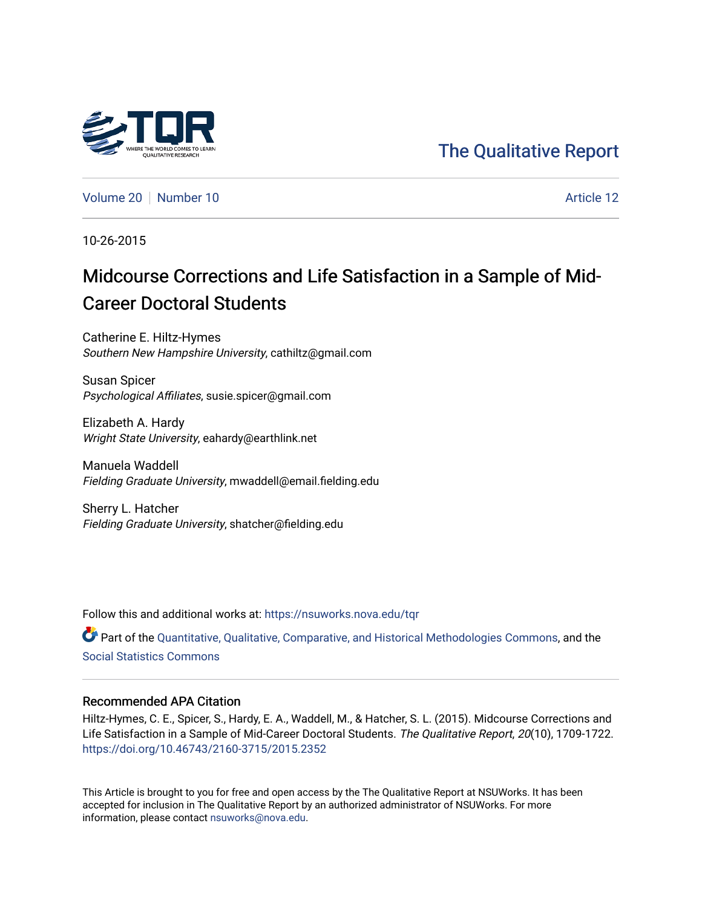The Qualitative Report

Volume 20 | Number 10 | Article 12

10-26-2015

# Midcourse Corrections and Life Satisfaction in a Sample of Mid-Career Doctoral Students

Catherine E. Hiltz-Hymes
*Southern New Hampshire University*, cathiltz@gmail.com

Susan Spicer
*Psychological Affiliates*, susie.spicer@gmail.com

Elizabeth A. Hardy
*Wright State University*, eahardy@earthlink.net

Manuela Waddell
*Fielding Graduate University*, mwaddell@email.fielding.edu

Sherry L. Hatcher
*Fielding Graduate University*, shatcher@fielding.edu

Follow this and additional works at: https://nsuworks.nova.edu/tqr

Part of the Quantitative, Qualitative, Comparative, and Historical Methodologies Commons, and the Social Statistics Commons

## Recommended APA Citation

Hiltz-Hymes, C. E., Spicer, S., Hardy, E. A., Waddell, M., & Hatcher, S. L. (2015). Midcourse Corrections and Life Satisfaction in a Sample of Mid-Career Doctoral Students. *The Qualitative Report*, *20*(10), 1709-1722. https://doi.org/10.46743/2160-3715/2015.2352

This Article is brought to you for free and open access by the The Qualitative Report at NSUWorks. It has been accepted for inclusion in The Qualitative Report by an authorized administrator of NSUWorks. For more information, please contact nsuworks@nova.edu.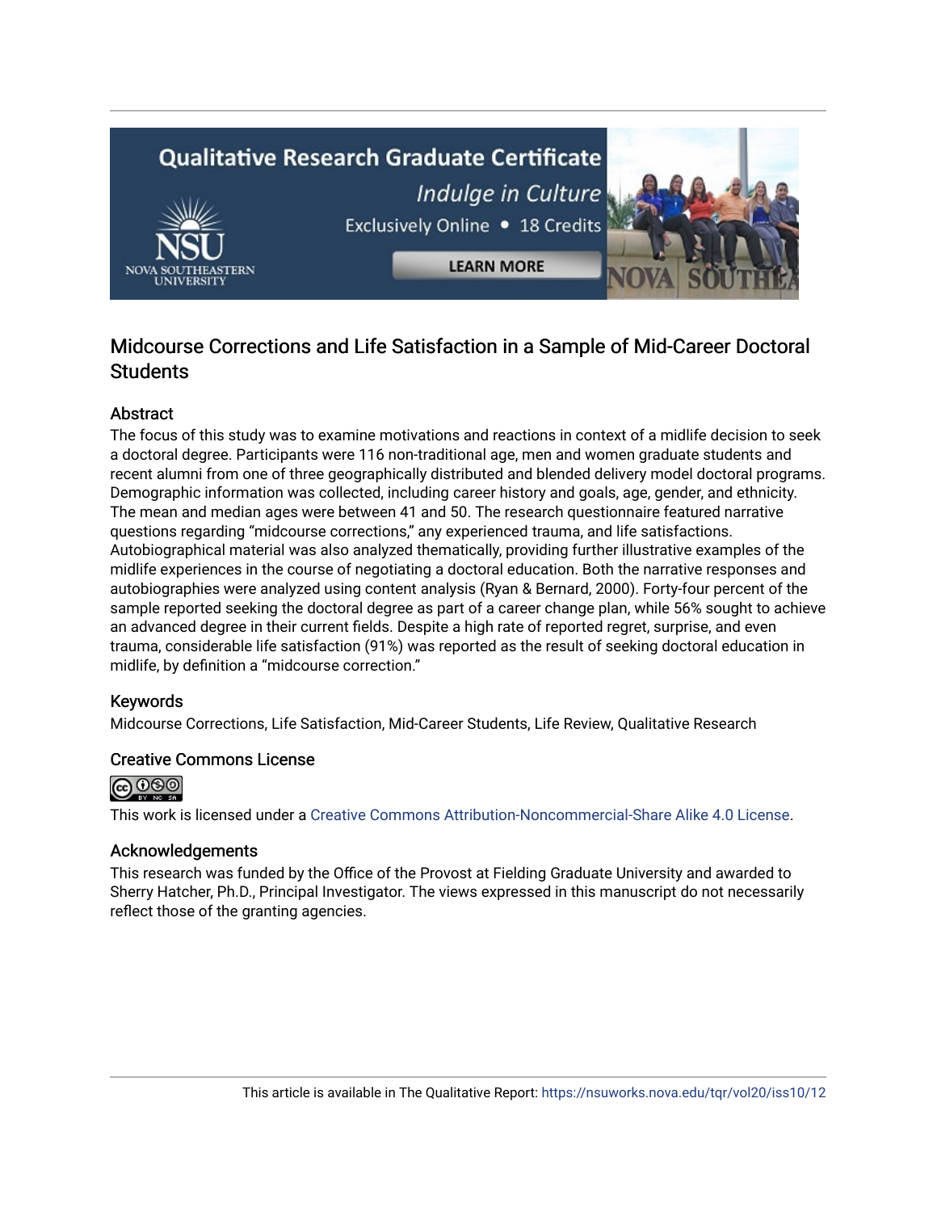# Midcourse Corrections and Life Satisfaction in a Sample of Mid-Career Doctoral Students

## Abstract

The focus of this study was to examine motivations and reactions in context of a midlife decision to seek a doctoral degree. Participants were 116 non-traditional age, men and women graduate students and recent alumni from one of three geographically distributed and blended delivery model doctoral programs. Demographic information was collected, including career history and goals, age, gender, and ethnicity. The mean and median ages were between 41 and 50. The research questionnaire featured narrative questions regarding "midcourse corrections," any experienced trauma, and life satisfactions. Autobiographical material was also analyzed thematically, providing further illustrative examples of the midlife experiences in the course of negotiating a doctoral education. Both the narrative responses and autobiographies were analyzed using content analysis (Ryan & Bernard, 2000). Forty-four percent of the sample reported seeking the doctoral degree as part of a career change plan, while 56% sought to achieve an advanced degree in their current fields. Despite a high rate of reported regret, surprise, and even trauma, considerable life satisfaction (91%) was reported as the result of seeking doctoral education in midlife, by definition a "midcourse correction."

## Keywords

Midcourse Corrections, Life Satisfaction, Mid-Career Students, Life Review, Qualitative Research

## Creative Commons License

This work is licensed under a Creative Commons Attribution-Noncommercial-Share Alike 4.0 License.

## Acknowledgements

This research was funded by the Office of the Provost at Fielding Graduate University and awarded to Sherry Hatcher, Ph.D., Principal Investigator. The views expressed in this manuscript do not necessarily reflect those of the granting agencies.

This article is available in The Qualitative Report: https://nsuworks.nova.edu/tqr/vol20/iss10/12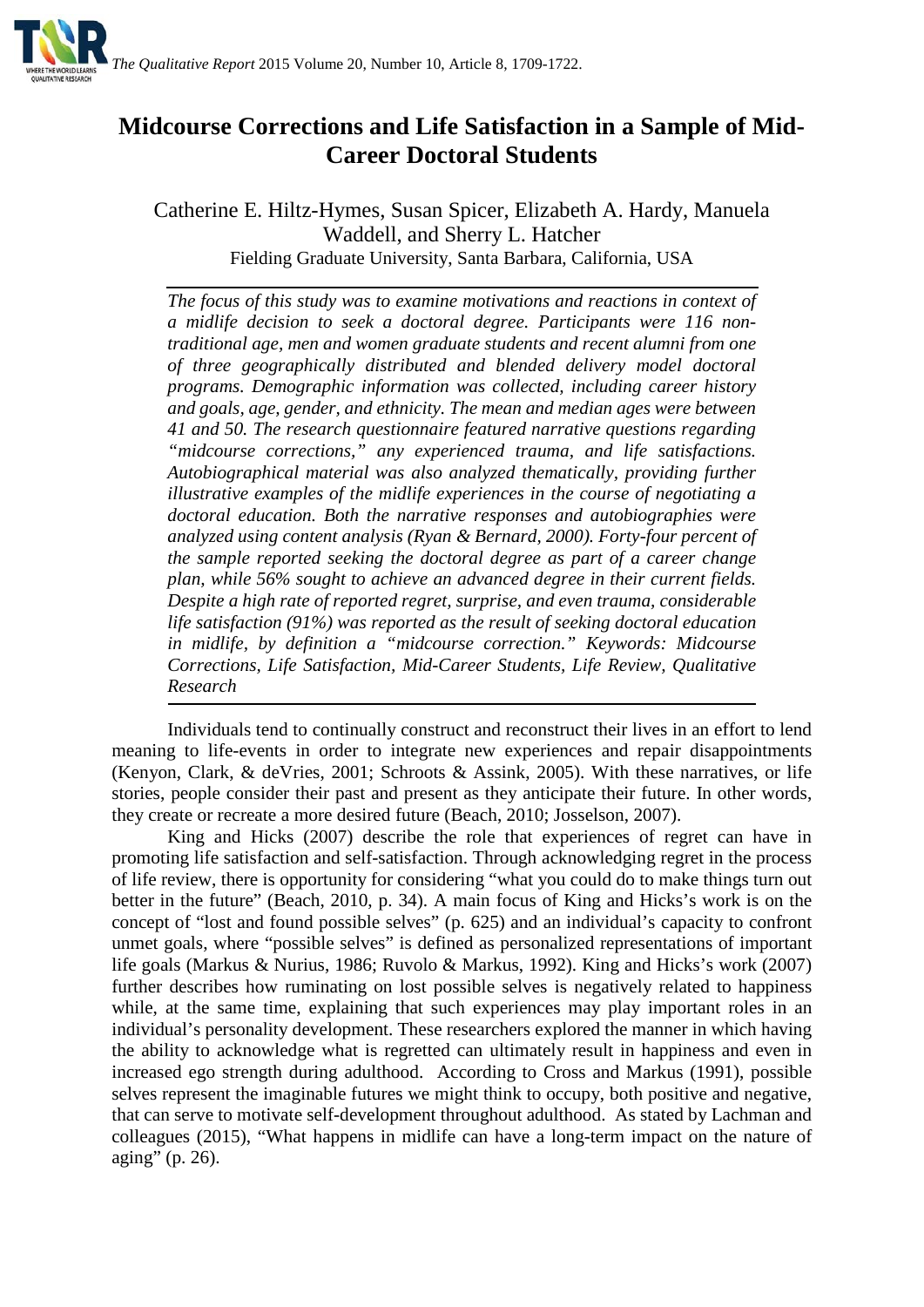# Midcourse Corrections and Life Satisfaction in a Sample of Mid-Career Doctoral Students

Catherine E. Hiltz-Hymes, Susan Spicer, Elizabeth A. Hardy, Manuela Waddell, and Sherry L. Hatcher
Fielding Graduate University, Santa Barbara, California, USA

*The focus of this study was to examine motivations and reactions in context of a midlife decision to seek a doctoral degree. Participants were 116 non-traditional age, men and women graduate students and recent alumni from one of three geographically distributed and blended delivery model doctoral programs. Demographic information was collected, including career history and goals, age, gender, and ethnicity. The mean and median ages were between 41 and 50. The research questionnaire featured narrative questions regarding "midcourse corrections," any experienced trauma, and life satisfactions. Autobiographical material was also analyzed thematically, providing further illustrative examples of the midlife experiences in the course of negotiating a doctoral education. Both the narrative responses and autobiographies were analyzed using content analysis (Ryan & Bernard, 2000). Forty-four percent of the sample reported seeking the doctoral degree as part of a career change plan, while 56% sought to achieve an advanced degree in their current fields. Despite a high rate of reported regret, surprise, and even trauma, considerable life satisfaction (91%) was reported as the result of seeking doctoral education in midlife, by definition a "midcourse correction." Keywords: Midcourse Corrections, Life Satisfaction, Mid-Career Students, Life Review, Qualitative Research*

Individuals tend to continually construct and reconstruct their lives in an effort to lend meaning to life-events in order to integrate new experiences and repair disappointments (Kenyon, Clark, & deVries, 2001; Schroots & Assink, 2005). With these narratives, or life stories, people consider their past and present as they anticipate their future. In other words, they create or recreate a more desired future (Beach, 2010; Josselson, 2007).

King and Hicks (2007) describe the role that experiences of regret can have in promoting life satisfaction and self-satisfaction. Through acknowledging regret in the process of life review, there is opportunity for considering "what you could do to make things turn out better in the future" (Beach, 2010, p. 34). A main focus of King and Hicks's work is on the concept of "lost and found possible selves" (p. 625) and an individual's capacity to confront unmet goals, where "possible selves" is defined as personalized representations of important life goals (Markus & Nurius, 1986; Ruvolo & Markus, 1992). King and Hicks's work (2007) further describes how ruminating on lost possible selves is negatively related to happiness while, at the same time, explaining that such experiences may play important roles in an individual's personality development. These researchers explored the manner in which having the ability to acknowledge what is regretted can ultimately result in happiness and even in increased ego strength during adulthood. According to Cross and Markus (1991), possible selves represent the imaginable futures we might think to occupy, both positive and negative, that can serve to motivate self-development throughout adulthood. As stated by Lachman and colleagues (2015), "What happens in midlife can have a long-term impact on the nature of aging" (p. 26).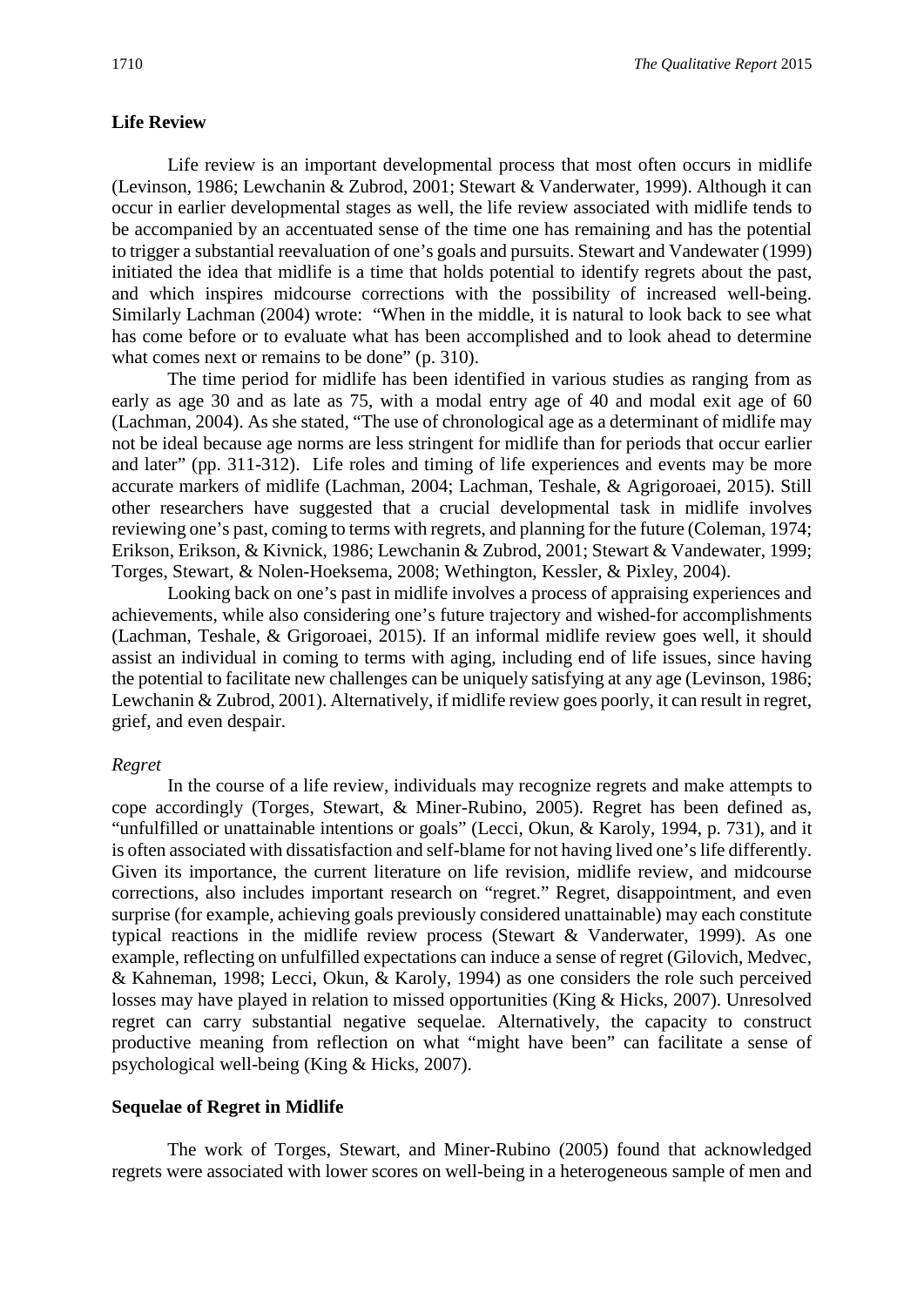## Life Review

Life review is an important developmental process that most often occurs in midlife (Levinson, 1986; Lewchanin & Zubrod, 2001; Stewart & Vanderwater, 1999). Although it can occur in earlier developmental stages as well, the life review associated with midlife tends to be accompanied by an accentuated sense of the time one has remaining and has the potential to trigger a substantial reevaluation of one's goals and pursuits. Stewart and Vandewater (1999) initiated the idea that midlife is a time that holds potential to identify regrets about the past, and which inspires midcourse corrections with the possibility of increased well-being. Similarly Lachman (2004) wrote: "When in the middle, it is natural to look back to see what has come before or to evaluate what has been accomplished and to look ahead to determine what comes next or remains to be done" (p. 310).

The time period for midlife has been identified in various studies as ranging from as early as age 30 and as late as 75, with a modal entry age of 40 and modal exit age of 60 (Lachman, 2004). As she stated, "The use of chronological age as a determinant of midlife may not be ideal because age norms are less stringent for midlife than for periods that occur earlier and later" (pp. 311-312). Life roles and timing of life experiences and events may be more accurate markers of midlife (Lachman, 2004; Lachman, Teshale, & Agrigoroaei, 2015). Still other researchers have suggested that a crucial developmental task in midlife involves reviewing one's past, coming to terms with regrets, and planning for the future (Coleman, 1974; Erikson, Erikson, & Kivnick, 1986; Lewchanin & Zubrod, 2001; Stewart & Vandewater, 1999; Torges, Stewart, & Nolen-Hoeksema, 2008; Wethington, Kessler, & Pixley, 2004).

Looking back on one's past in midlife involves a process of appraising experiences and achievements, while also considering one's future trajectory and wished-for accomplishments (Lachman, Teshale, & Grigoroaei, 2015). If an informal midlife review goes well, it should assist an individual in coming to terms with aging, including end of life issues, since having the potential to facilitate new challenges can be uniquely satisfying at any age (Levinson, 1986; Lewchanin & Zubrod, 2001). Alternatively, if midlife review goes poorly, it can result in regret, grief, and even despair.

### *Regret*

In the course of a life review, individuals may recognize regrets and make attempts to cope accordingly (Torges, Stewart, & Miner-Rubino, 2005). Regret has been defined as, "unfulfilled or unattainable intentions or goals" (Lecci, Okun, & Karoly, 1994, p. 731), and it is often associated with dissatisfaction and self-blame for not having lived one's life differently. Given its importance, the current literature on life revision, midlife review, and midcourse corrections, also includes important research on "regret." Regret, disappointment, and even surprise (for example, achieving goals previously considered unattainable) may each constitute typical reactions in the midlife review process (Stewart & Vanderwater, 1999). As one example, reflecting on unfulfilled expectations can induce a sense of regret (Gilovich, Medvec, & Kahneman, 1998; Lecci, Okun, & Karoly, 1994) as one considers the role such perceived losses may have played in relation to missed opportunities (King & Hicks, 2007). Unresolved regret can carry substantial negative sequelae. Alternatively, the capacity to construct productive meaning from reflection on what "might have been" can facilitate a sense of psychological well-being (King & Hicks, 2007).

## Sequelae of Regret in Midlife

The work of Torges, Stewart, and Miner-Rubino (2005) found that acknowledged regrets were associated with lower scores on well-being in a heterogeneous sample of men and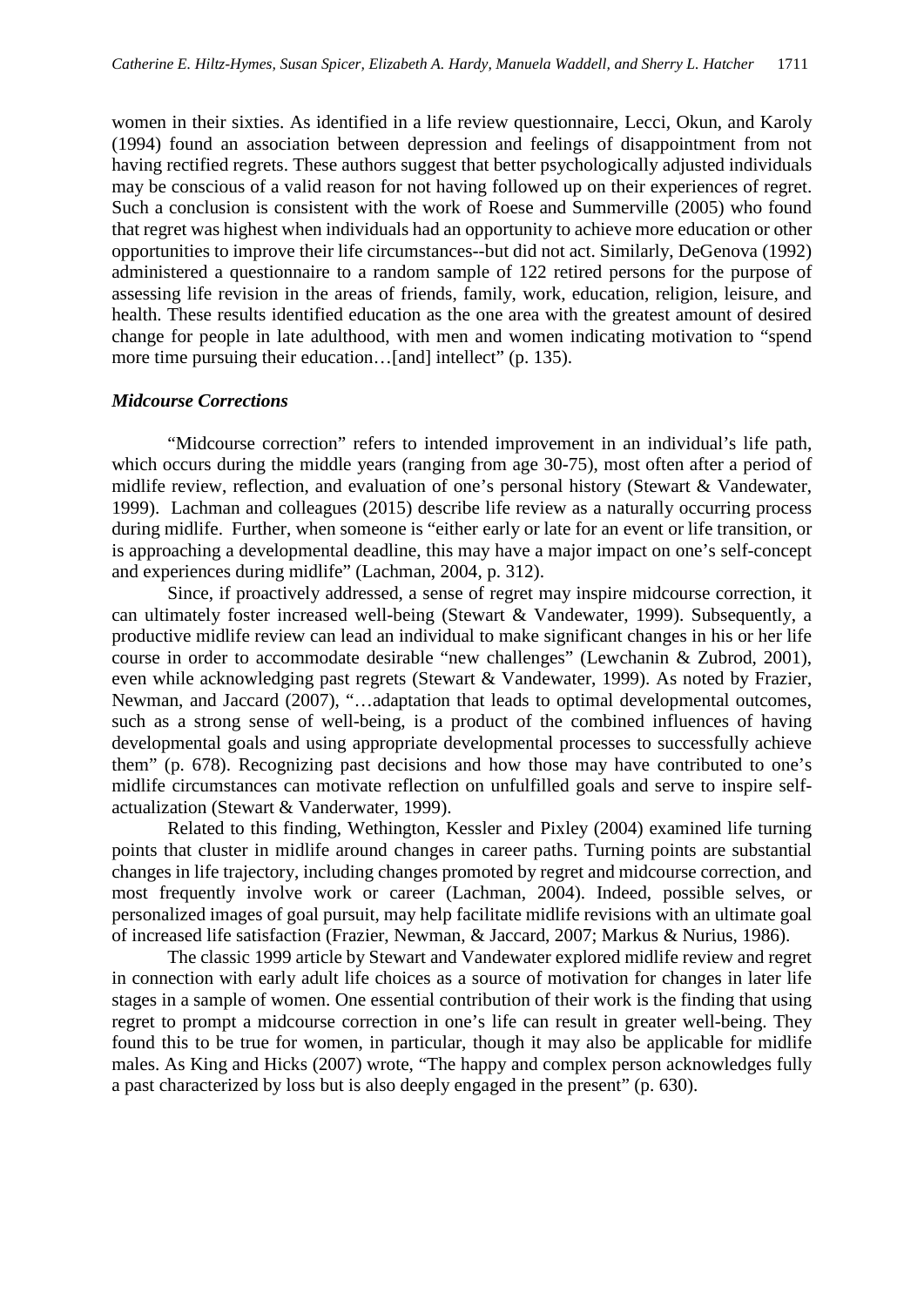women in their sixties. As identified in a life review questionnaire, Lecci, Okun, and Karoly (1994) found an association between depression and feelings of disappointment from not having rectified regrets. These authors suggest that better psychologically adjusted individuals may be conscious of a valid reason for not having followed up on their experiences of regret. Such a conclusion is consistent with the work of Roese and Summerville (2005) who found that regret was highest when individuals had an opportunity to achieve more education or other opportunities to improve their life circumstances--but did not act. Similarly, DeGenova (1992) administered a questionnaire to a random sample of 122 retired persons for the purpose of assessing life revision in the areas of friends, family, work, education, religion, leisure, and health. These results identified education as the one area with the greatest amount of desired change for people in late adulthood, with men and women indicating motivation to "spend more time pursuing their education…[and] intellect" (p. 135).

### *Midcourse Corrections*

"Midcourse correction" refers to intended improvement in an individual's life path, which occurs during the middle years (ranging from age 30-75), most often after a period of midlife review, reflection, and evaluation of one's personal history (Stewart & Vandewater, 1999). Lachman and colleagues (2015) describe life review as a naturally occurring process during midlife. Further, when someone is "either early or late for an event or life transition, or is approaching a developmental deadline, this may have a major impact on one's self-concept and experiences during midlife" (Lachman, 2004, p. 312).

Since, if proactively addressed, a sense of regret may inspire midcourse correction, it can ultimately foster increased well-being (Stewart & Vandewater, 1999). Subsequently, a productive midlife review can lead an individual to make significant changes in his or her life course in order to accommodate desirable "new challenges" (Lewchanin & Zubrod, 2001), even while acknowledging past regrets (Stewart & Vandewater, 1999). As noted by Frazier, Newman, and Jaccard (2007), "…adaptation that leads to optimal developmental outcomes, such as a strong sense of well-being, is a product of the combined influences of having developmental goals and using appropriate developmental processes to successfully achieve them" (p. 678). Recognizing past decisions and how those may have contributed to one's midlife circumstances can motivate reflection on unfulfilled goals and serve to inspire self-actualization (Stewart & Vanderwater, 1999).

Related to this finding, Wethington, Kessler and Pixley (2004) examined life turning points that cluster in midlife around changes in career paths. Turning points are substantial changes in life trajectory, including changes promoted by regret and midcourse correction, and most frequently involve work or career (Lachman, 2004). Indeed, possible selves, or personalized images of goal pursuit, may help facilitate midlife revisions with an ultimate goal of increased life satisfaction (Frazier, Newman, & Jaccard, 2007; Markus & Nurius, 1986).

The classic 1999 article by Stewart and Vandewater explored midlife review and regret in connection with early adult life choices as a source of motivation for changes in later life stages in a sample of women. One essential contribution of their work is the finding that using regret to prompt a midcourse correction in one's life can result in greater well-being. They found this to be true for women, in particular, though it may also be applicable for midlife males. As King and Hicks (2007) wrote, "The happy and complex person acknowledges fully a past characterized by loss but is also deeply engaged in the present" (p. 630).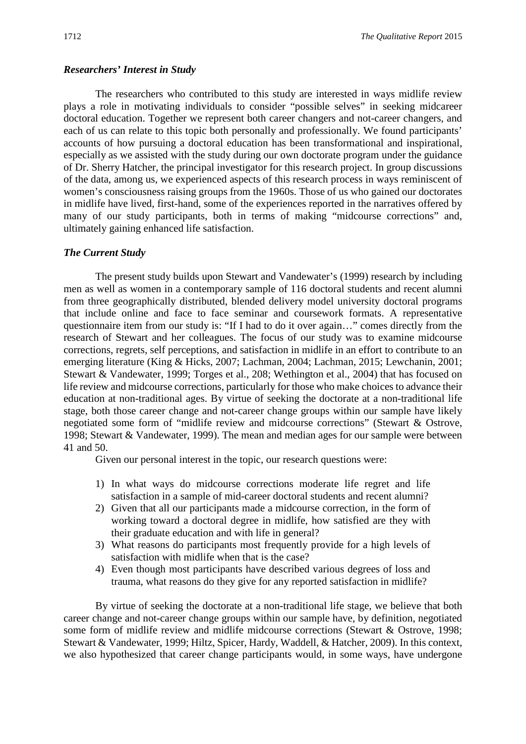### *Researchers' Interest in Study*

The researchers who contributed to this study are interested in ways midlife review plays a role in motivating individuals to consider "possible selves" in seeking midcareer doctoral education. Together we represent both career changers and not-career changers, and each of us can relate to this topic both personally and professionally. We found participants' accounts of how pursuing a doctoral education has been transformational and inspirational, especially as we assisted with the study during our own doctorate program under the guidance of Dr. Sherry Hatcher, the principal investigator for this research project. In group discussions of the data, among us, we experienced aspects of this research process in ways reminiscent of women's consciousness raising groups from the 1960s. Those of us who gained our doctorates in midlife have lived, first-hand, some of the experiences reported in the narratives offered by many of our study participants, both in terms of making "midcourse corrections" and, ultimately gaining enhanced life satisfaction.

### *The Current Study*

The present study builds upon Stewart and Vandewater's (1999) research by including men as well as women in a contemporary sample of 116 doctoral students and recent alumni from three geographically distributed, blended delivery model university doctoral programs that include online and face to face seminar and coursework formats. A representative questionnaire item from our study is: "If I had to do it over again…" comes directly from the research of Stewart and her colleagues. The focus of our study was to examine midcourse corrections, regrets, self perceptions, and satisfaction in midlife in an effort to contribute to an emerging literature (King & Hicks, 2007; Lachman, 2004; Lachman, 2015; Lewchanin, 2001; Stewart & Vandewater, 1999; Torges et al., 208; Wethington et al., 2004) that has focused on life review and midcourse corrections, particularly for those who make choices to advance their education at non-traditional ages. By virtue of seeking the doctorate at a non-traditional life stage, both those career change and not-career change groups within our sample have likely negotiated some form of "midlife review and midcourse corrections" (Stewart & Ostrove, 1998; Stewart & Vandewater, 1999). The mean and median ages for our sample were between 41 and 50.

Given our personal interest in the topic, our research questions were:

1) In what ways do midcourse corrections moderate life regret and life satisfaction in a sample of mid-career doctoral students and recent alumni?
2) Given that all our participants made a midcourse correction, in the form of working toward a doctoral degree in midlife, how satisfied are they with their graduate education and with life in general?
3) What reasons do participants most frequently provide for a high levels of satisfaction with midlife when that is the case?
4) Even though most participants have described various degrees of loss and trauma, what reasons do they give for any reported satisfaction in midlife?

By virtue of seeking the doctorate at a non-traditional life stage, we believe that both career change and not-career change groups within our sample have, by definition, negotiated some form of midlife review and midlife midcourse corrections (Stewart & Ostrove, 1998; Stewart & Vandewater, 1999; Hiltz, Spicer, Hardy, Waddell, & Hatcher, 2009). In this context, we also hypothesized that career change participants would, in some ways, have undergone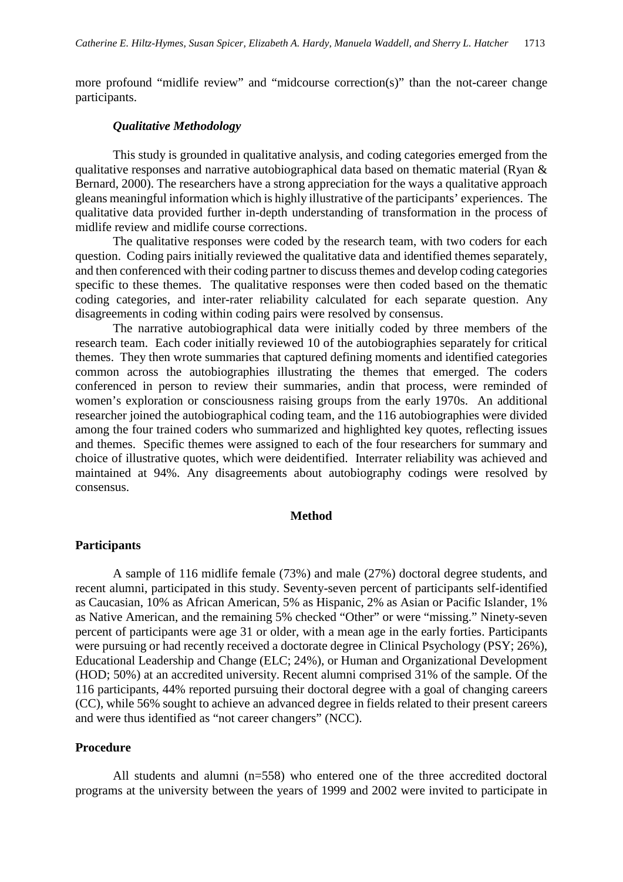more profound "midlife review" and "midcourse correction(s)" than the not-career change participants.

### *Qualitative Methodology*

This study is grounded in qualitative analysis, and coding categories emerged from the qualitative responses and narrative autobiographical data based on thematic material (Ryan & Bernard, 2000). The researchers have a strong appreciation for the ways a qualitative approach gleans meaningful information which is highly illustrative of the participants' experiences. The qualitative data provided further in-depth understanding of transformation in the process of midlife review and midlife course corrections.

The qualitative responses were coded by the research team, with two coders for each question. Coding pairs initially reviewed the qualitative data and identified themes separately, and then conferenced with their coding partner to discuss themes and develop coding categories specific to these themes. The qualitative responses were then coded based on the thematic coding categories, and inter-rater reliability calculated for each separate question. Any disagreements in coding within coding pairs were resolved by consensus.

The narrative autobiographical data were initially coded by three members of the research team. Each coder initially reviewed 10 of the autobiographies separately for critical themes. They then wrote summaries that captured defining moments and identified categories common across the autobiographies illustrating the themes that emerged. The coders conferenced in person to review their summaries, andin that process, were reminded of women's exploration or consciousness raising groups from the early 1970s. An additional researcher joined the autobiographical coding team, and the 116 autobiographies were divided among the four trained coders who summarized and highlighted key quotes, reflecting issues and themes. Specific themes were assigned to each of the four researchers for summary and choice of illustrative quotes, which were deidentified. Interrater reliability was achieved and maintained at 94%. Any disagreements about autobiography codings were resolved by consensus.

## Method

### Participants

A sample of 116 midlife female (73%) and male (27%) doctoral degree students, and recent alumni, participated in this study. Seventy-seven percent of participants self-identified as Caucasian, 10% as African American, 5% as Hispanic, 2% as Asian or Pacific Islander, 1% as Native American, and the remaining 5% checked "Other" or were "missing." Ninety-seven percent of participants were age 31 or older, with a mean age in the early forties. Participants were pursuing or had recently received a doctorate degree in Clinical Psychology (PSY; 26%), Educational Leadership and Change (ELC; 24%), or Human and Organizational Development (HOD; 50%) at an accredited university. Recent alumni comprised 31% of the sample. Of the 116 participants, 44% reported pursuing their doctoral degree with a goal of changing careers (CC), while 56% sought to achieve an advanced degree in fields related to their present careers and were thus identified as "not career changers" (NCC).

### Procedure

All students and alumni (n=558) who entered one of the three accredited doctoral programs at the university between the years of 1999 and 2002 were invited to participate in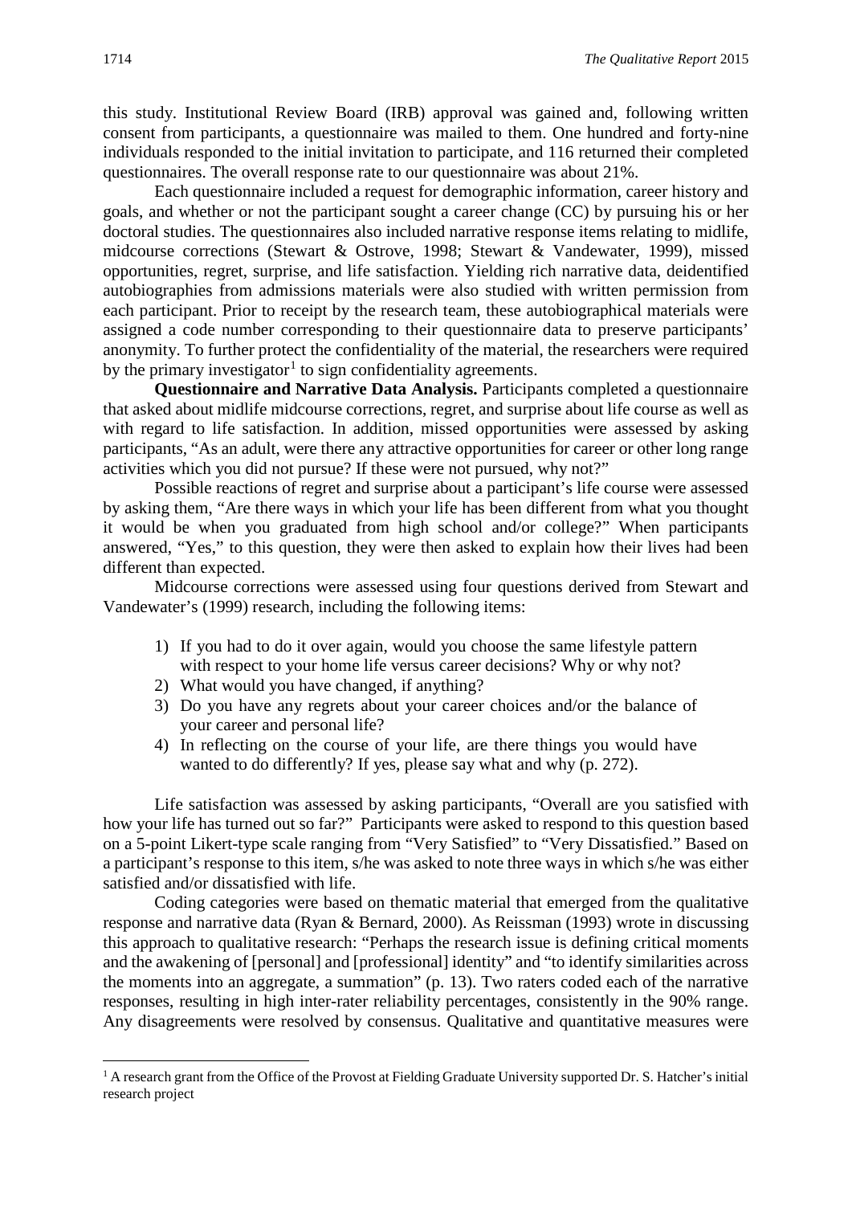this study. Institutional Review Board (IRB) approval was gained and, following written consent from participants, a questionnaire was mailed to them. One hundred and forty-nine individuals responded to the initial invitation to participate, and 116 returned their completed questionnaires. The overall response rate to our questionnaire was about 21%.

Each questionnaire included a request for demographic information, career history and goals, and whether or not the participant sought a career change (CC) by pursuing his or her doctoral studies. The questionnaires also included narrative response items relating to midlife, midcourse corrections (Stewart & Ostrove, 1998; Stewart & Vandewater, 1999), missed opportunities, regret, surprise, and life satisfaction. Yielding rich narrative data, deidentified autobiographies from admissions materials were also studied with written permission from each participant. Prior to receipt by the research team, these autobiographical materials were assigned a code number corresponding to their questionnaire data to preserve participants' anonymity. To further protect the confidentiality of the material, the researchers were required by the primary investigator[1] to sign confidentiality agreements.

**Questionnaire and Narrative Data Analysis.** Participants completed a questionnaire that asked about midlife midcourse corrections, regret, and surprise about life course as well as with regard to life satisfaction. In addition, missed opportunities were assessed by asking participants, "As an adult, were there any attractive opportunities for career or other long range activities which you did not pursue? If these were not pursued, why not?"

Possible reactions of regret and surprise about a participant's life course were assessed by asking them, "Are there ways in which your life has been different from what you thought it would be when you graduated from high school and/or college?" When participants answered, "Yes," to this question, they were then asked to explain how their lives had been different than expected.

Midcourse corrections were assessed using four questions derived from Stewart and Vandewater's (1999) research, including the following items:

1) If you had to do it over again, would you choose the same lifestyle pattern with respect to your home life versus career decisions? Why or why not?
2) What would you have changed, if anything?
3) Do you have any regrets about your career choices and/or the balance of your career and personal life?
4) In reflecting on the course of your life, are there things you would have wanted to do differently? If yes, please say what and why (p. 272).

Life satisfaction was assessed by asking participants, "Overall are you satisfied with how your life has turned out so far?" Participants were asked to respond to this question based on a 5-point Likert-type scale ranging from "Very Satisfied" to "Very Dissatisfied." Based on a participant's response to this item, s/he was asked to note three ways in which s/he was either satisfied and/or dissatisfied with life.

Coding categories were based on thematic material that emerged from the qualitative response and narrative data (Ryan & Bernard, 2000). As Reissman (1993) wrote in discussing this approach to qualitative research: "Perhaps the research issue is defining critical moments and the awakening of [personal] and [professional] identity" and "to identify similarities across the moments into an aggregate, a summation" (p. 13). Two raters coded each of the narrative responses, resulting in high inter-rater reliability percentages, consistently in the 90% range. Any disagreements were resolved by consensus. Qualitative and quantitative measures were

[1] A research grant from the Office of the Provost at Fielding Graduate University supported Dr. S. Hatcher's initial research project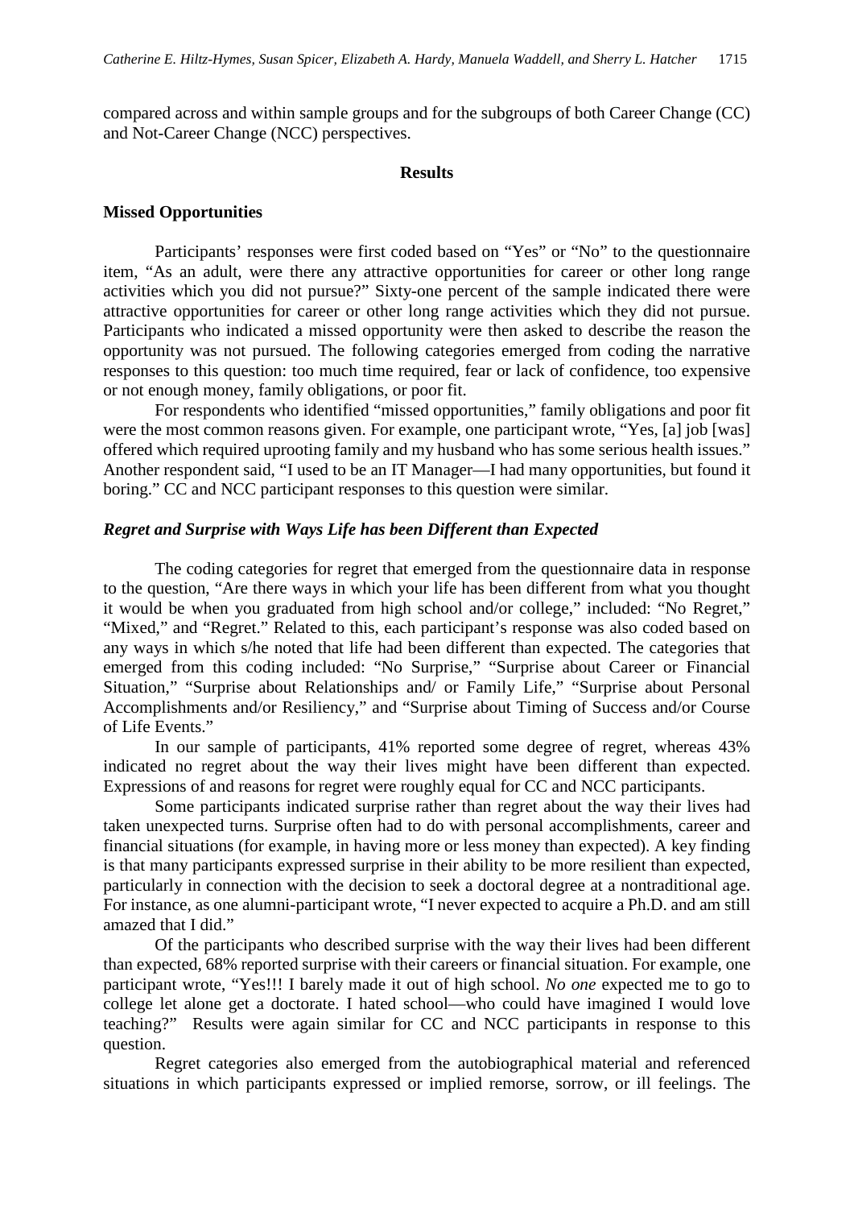compared across and within sample groups and for the subgroups of both Career Change (CC) and Not-Career Change (NCC) perspectives.

## Results

### Missed Opportunities

Participants' responses were first coded based on "Yes" or "No" to the questionnaire item, "As an adult, were there any attractive opportunities for career or other long range activities which you did not pursue?" Sixty-one percent of the sample indicated there were attractive opportunities for career or other long range activities which they did not pursue. Participants who indicated a missed opportunity were then asked to describe the reason the opportunity was not pursued. The following categories emerged from coding the narrative responses to this question: too much time required, fear or lack of confidence, too expensive or not enough money, family obligations, or poor fit.

For respondents who identified "missed opportunities," family obligations and poor fit were the most common reasons given. For example, one participant wrote, "Yes, [a] job [was] offered which required uprooting family and my husband who has some serious health issues." Another respondent said, "I used to be an IT Manager—I had many opportunities, but found it boring." CC and NCC participant responses to this question were similar.

### *Regret and Surprise with Ways Life has been Different than Expected*

The coding categories for regret that emerged from the questionnaire data in response to the question, "Are there ways in which your life has been different from what you thought it would be when you graduated from high school and/or college," included: "No Regret," "Mixed," and "Regret." Related to this, each participant's response was also coded based on any ways in which s/he noted that life had been different than expected. The categories that emerged from this coding included: "No Surprise," "Surprise about Career or Financial Situation," "Surprise about Relationships and/ or Family Life," "Surprise about Personal Accomplishments and/or Resiliency," and "Surprise about Timing of Success and/or Course of Life Events."

In our sample of participants, 41% reported some degree of regret, whereas 43% indicated no regret about the way their lives might have been different than expected. Expressions of and reasons for regret were roughly equal for CC and NCC participants.

Some participants indicated surprise rather than regret about the way their lives had taken unexpected turns. Surprise often had to do with personal accomplishments, career and financial situations (for example, in having more or less money than expected). A key finding is that many participants expressed surprise in their ability to be more resilient than expected, particularly in connection with the decision to seek a doctoral degree at a nontraditional age. For instance, as one alumni-participant wrote, "I never expected to acquire a Ph.D. and am still amazed that I did."

Of the participants who described surprise with the way their lives had been different than expected, 68% reported surprise with their careers or financial situation. For example, one participant wrote, "Yes!!! I barely made it out of high school. *No one* expected me to go to college let alone get a doctorate. I hated school—who could have imagined I would love teaching?" Results were again similar for CC and NCC participants in response to this question.

Regret categories also emerged from the autobiographical material and referenced situations in which participants expressed or implied remorse, sorrow, or ill feelings. The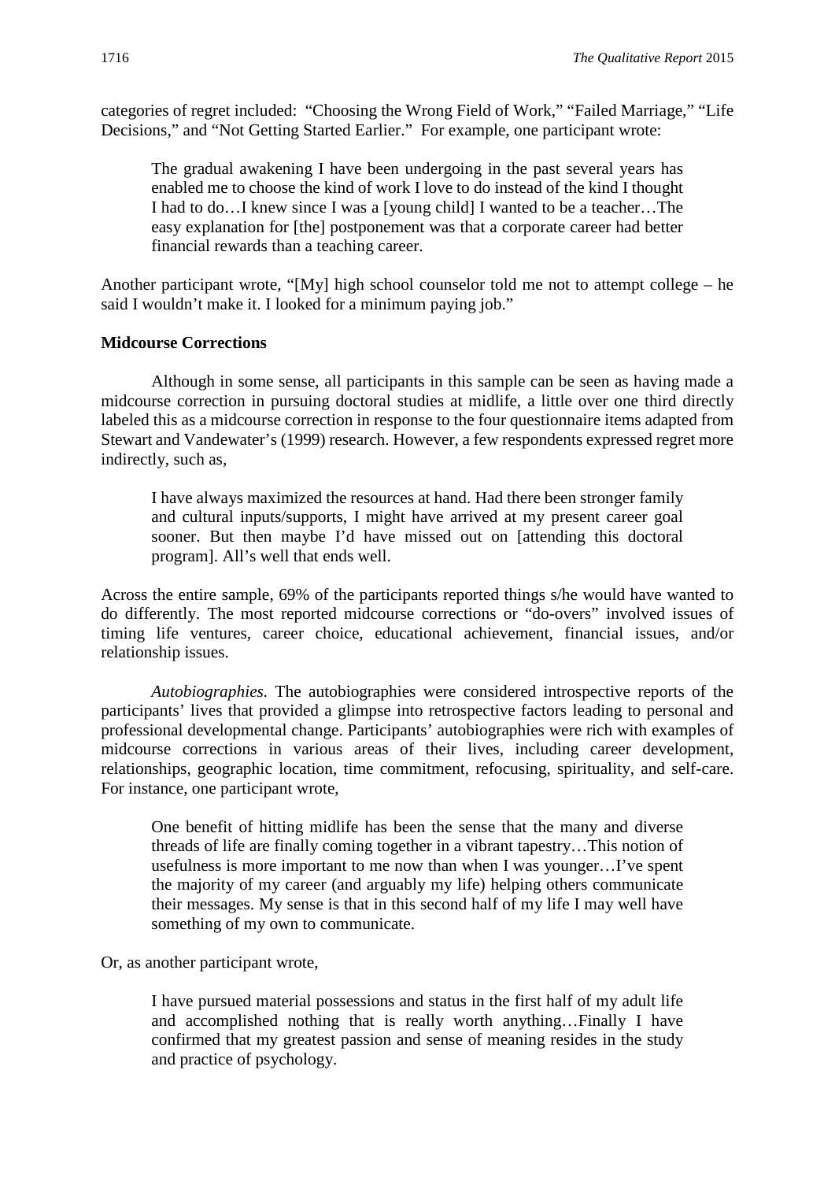categories of regret included: "Choosing the Wrong Field of Work," "Failed Marriage," "Life Decisions," and "Not Getting Started Earlier." For example, one participant wrote:

> The gradual awakening I have been undergoing in the past several years has enabled me to choose the kind of work I love to do instead of the kind I thought I had to do…I knew since I was a [young child] I wanted to be a teacher…The easy explanation for [the] postponement was that a corporate career had better financial rewards than a teaching career.

Another participant wrote, "[My] high school counselor told me not to attempt college – he said I wouldn't make it. I looked for a minimum paying job."

### Midcourse Corrections

Although in some sense, all participants in this sample can be seen as having made a midcourse correction in pursuing doctoral studies at midlife, a little over one third directly labeled this as a midcourse correction in response to the four questionnaire items adapted from Stewart and Vandewater's (1999) research. However, a few respondents expressed regret more indirectly, such as,

> I have always maximized the resources at hand. Had there been stronger family and cultural inputs/supports, I might have arrived at my present career goal sooner. But then maybe I'd have missed out on [attending this doctoral program]. All's well that ends well.

Across the entire sample, 69% of the participants reported things s/he would have wanted to do differently. The most reported midcourse corrections or "do-overs" involved issues of timing life ventures, career choice, educational achievement, financial issues, and/or relationship issues.

*Autobiographies.* The autobiographies were considered introspective reports of the participants' lives that provided a glimpse into retrospective factors leading to personal and professional developmental change. Participants' autobiographies were rich with examples of midcourse corrections in various areas of their lives, including career development, relationships, geographic location, time commitment, refocusing, spirituality, and self-care. For instance, one participant wrote,

> One benefit of hitting midlife has been the sense that the many and diverse threads of life are finally coming together in a vibrant tapestry…This notion of usefulness is more important to me now than when I was younger…I've spent the majority of my career (and arguably my life) helping others communicate their messages. My sense is that in this second half of my life I may well have something of my own to communicate.

Or, as another participant wrote,

> I have pursued material possessions and status in the first half of my adult life and accomplished nothing that is really worth anything…Finally I have confirmed that my greatest passion and sense of meaning resides in the study and practice of psychology.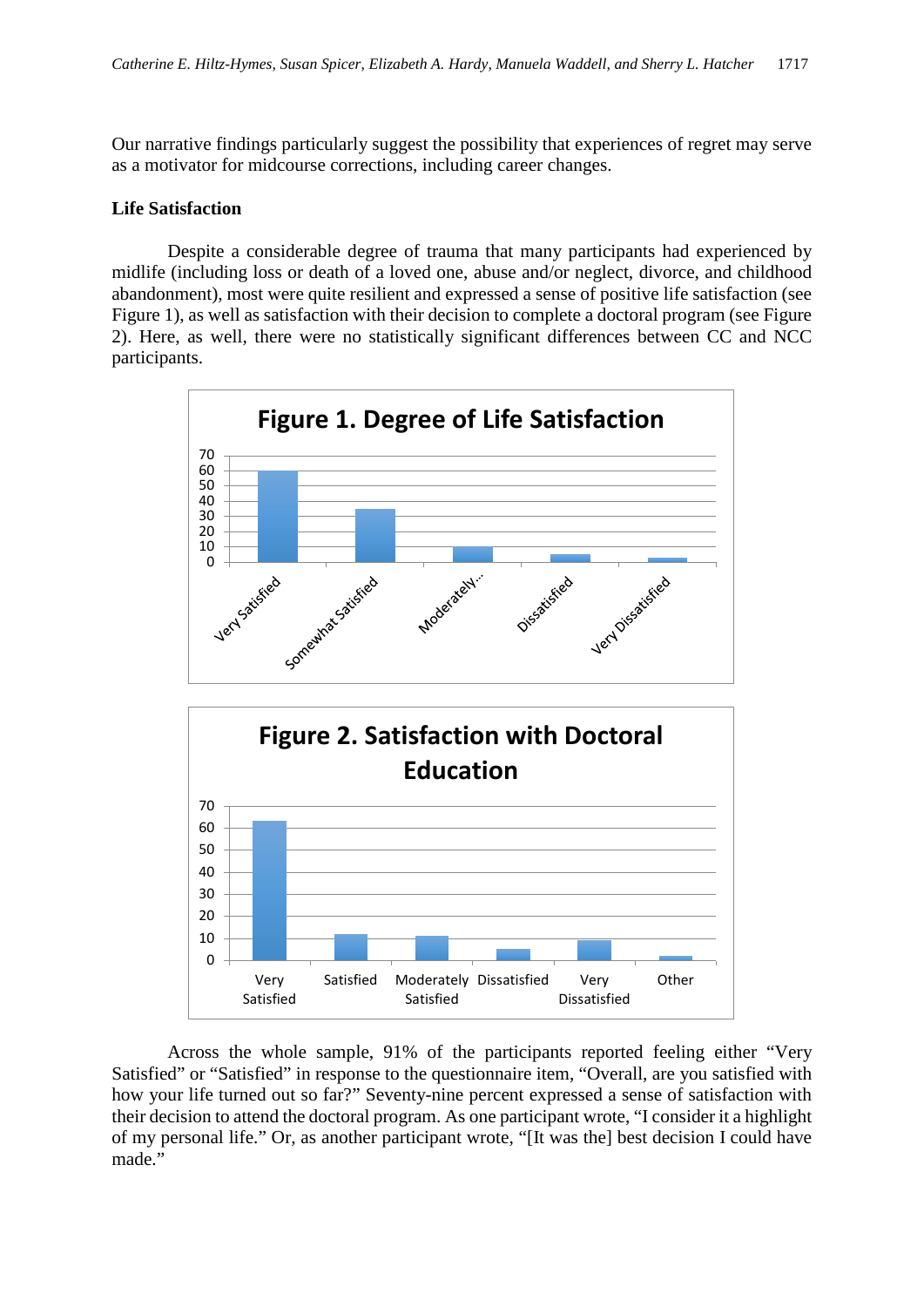Our narrative findings particularly suggest the possibility that experiences of regret may serve as a motivator for midcourse corrections, including career changes.

**Life Satisfaction**

Despite a considerable degree of trauma that many participants had experienced by midlife (including loss or death of a loved one, abuse and/or neglect, divorce, and childhood abandonment), most were quite resilient and expressed a sense of positive life satisfaction (see Figure 1), as well as satisfaction with their decision to complete a doctoral program (see Figure 2). Here, as well, there were no statistically significant differences between CC and NCC participants.

**Figure 1. Degree of Life Satisfaction**

**Figure 2. Satisfaction with Doctoral Education**

Across the whole sample, 91% of the participants reported feeling either "Very Satisfied" or "Satisfied" in response to the questionnaire item, "Overall, are you satisfied with how your life turned out so far?" Seventy-nine percent expressed a sense of satisfaction with their decision to attend the doctoral program. As one participant wrote, "I consider it a highlight of my personal life." Or, as another participant wrote, "[It was the] best decision I could have made."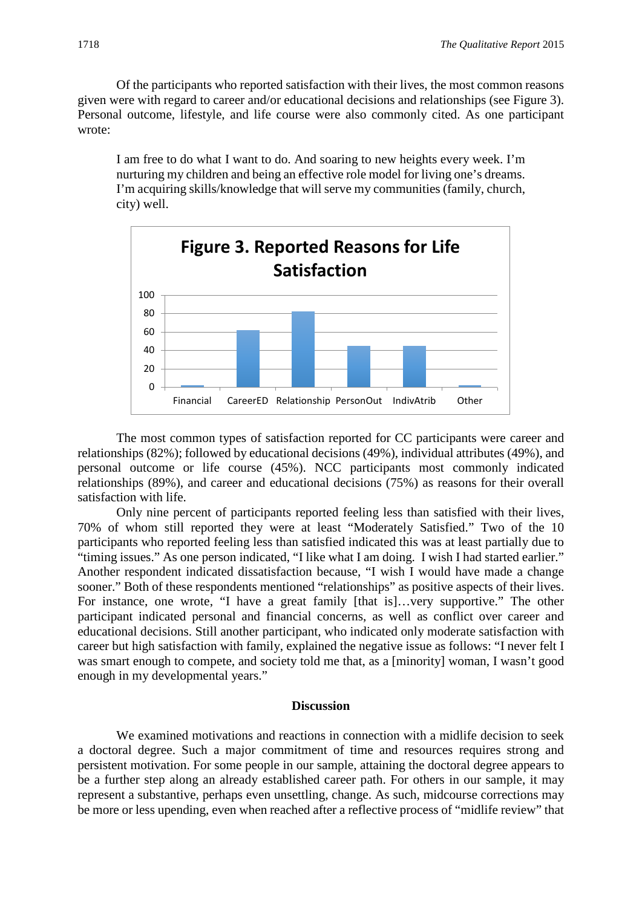Of the participants who reported satisfaction with their lives, the most common reasons given were with regard to career and/or educational decisions and relationships (see Figure 3). Personal outcome, lifestyle, and life course were also commonly cited. As one participant wrote:

> I am free to do what I want to do. And soaring to new heights every week. I'm nurturing my children and being an effective role model for living one's dreams. I'm acquiring skills/knowledge that will serve my communities (family, church, city) well.

**Figure 3. Reported Reasons for Life Satisfaction**

| Category | Value |
|---|---|
| Financial | ~2 |
| CareerED | ~62 |
| Relationship | ~82 |
| PersonOut | ~45 |
| IndivAtrib | ~45 |
| Other | ~2 |

The most common types of satisfaction reported for CC participants were career and relationships (82%); followed by educational decisions (49%), individual attributes (49%), and personal outcome or life course (45%). NCC participants most commonly indicated relationships (89%), and career and educational decisions (75%) as reasons for their overall satisfaction with life.

Only nine percent of participants reported feeling less than satisfied with their lives, 70% of whom still reported they were at least "Moderately Satisfied." Two of the 10 participants who reported feeling less than satisfied indicated this was at least partially due to "timing issues." As one person indicated, "I like what I am doing. I wish I had started earlier." Another respondent indicated dissatisfaction because, "I wish I would have made a change sooner." Both of these respondents mentioned "relationships" as positive aspects of their lives. For instance, one wrote, "I have a great family [that is]…very supportive." The other participant indicated personal and financial concerns, as well as conflict over career and educational decisions. Still another participant, who indicated only moderate satisfaction with career but high satisfaction with family, explained the negative issue as follows: "I never felt I was smart enough to compete, and society told me that, as a [minority] woman, I wasn't good enough in my developmental years."

## Discussion

We examined motivations and reactions in connection with a midlife decision to seek a doctoral degree. Such a major commitment of time and resources requires strong and persistent motivation. For some people in our sample, attaining the doctoral degree appears to be a further step along an already established career path. For others in our sample, it may represent a substantive, perhaps even unsettling, change. As such, midcourse corrections may be more or less upending, even when reached after a reflective process of "midlife review" that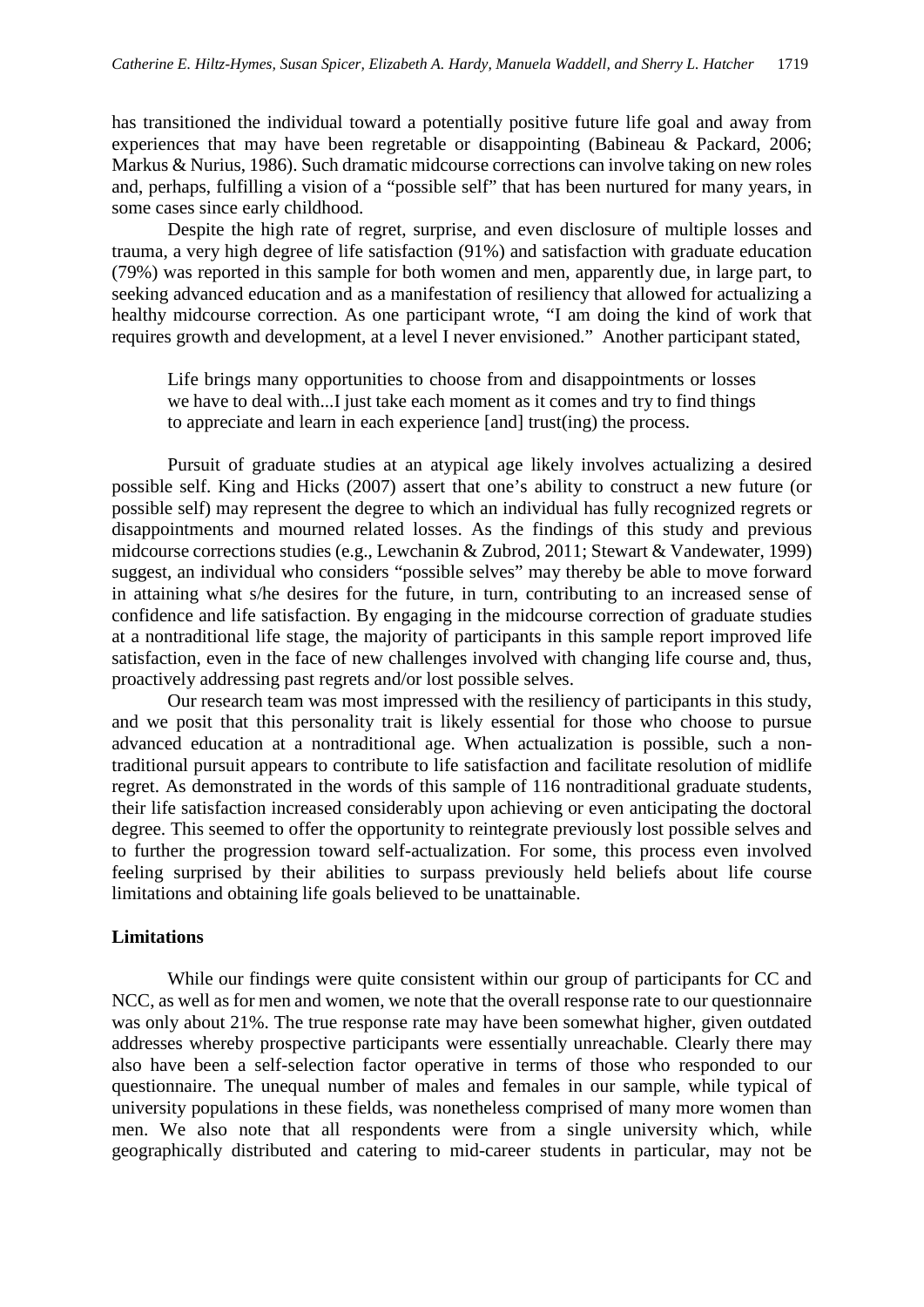has transitioned the individual toward a potentially positive future life goal and away from experiences that may have been regretable or disappointing (Babineau & Packard, 2006; Markus & Nurius, 1986). Such dramatic midcourse corrections can involve taking on new roles and, perhaps, fulfilling a vision of a "possible self" that has been nurtured for many years, in some cases since early childhood.

Despite the high rate of regret, surprise, and even disclosure of multiple losses and trauma, a very high degree of life satisfaction (91%) and satisfaction with graduate education (79%) was reported in this sample for both women and men, apparently due, in large part, to seeking advanced education and as a manifestation of resiliency that allowed for actualizing a healthy midcourse correction. As one participant wrote, "I am doing the kind of work that requires growth and development, at a level I never envisioned." Another participant stated,

> Life brings many opportunities to choose from and disappointments or losses we have to deal with...I just take each moment as it comes and try to find things to appreciate and learn in each experience [and] trust(ing) the process.

Pursuit of graduate studies at an atypical age likely involves actualizing a desired possible self. King and Hicks (2007) assert that one's ability to construct a new future (or possible self) may represent the degree to which an individual has fully recognized regrets or disappointments and mourned related losses. As the findings of this study and previous midcourse corrections studies (e.g., Lewchanin & Zubrod, 2011; Stewart & Vandewater, 1999) suggest, an individual who considers "possible selves" may thereby be able to move forward in attaining what s/he desires for the future, in turn, contributing to an increased sense of confidence and life satisfaction. By engaging in the midcourse correction of graduate studies at a nontraditional life stage, the majority of participants in this sample report improved life satisfaction, even in the face of new challenges involved with changing life course and, thus, proactively addressing past regrets and/or lost possible selves.

Our research team was most impressed with the resiliency of participants in this study, and we posit that this personality trait is likely essential for those who choose to pursue advanced education at a nontraditional age. When actualization is possible, such a non-traditional pursuit appears to contribute to life satisfaction and facilitate resolution of midlife regret. As demonstrated in the words of this sample of 116 nontraditional graduate students, their life satisfaction increased considerably upon achieving or even anticipating the doctoral degree. This seemed to offer the opportunity to reintegrate previously lost possible selves and to further the progression toward self-actualization. For some, this process even involved feeling surprised by their abilities to surpass previously held beliefs about life course limitations and obtaining life goals believed to be unattainable.

## Limitations

While our findings were quite consistent within our group of participants for CC and NCC, as well as for men and women, we note that the overall response rate to our questionnaire was only about 21%. The true response rate may have been somewhat higher, given outdated addresses whereby prospective participants were essentially unreachable. Clearly there may also have been a self-selection factor operative in terms of those who responded to our questionnaire. The unequal number of males and females in our sample, while typical of university populations in these fields, was nonetheless comprised of many more women than men. We also note that all respondents were from a single university which, while geographically distributed and catering to mid-career students in particular, may not be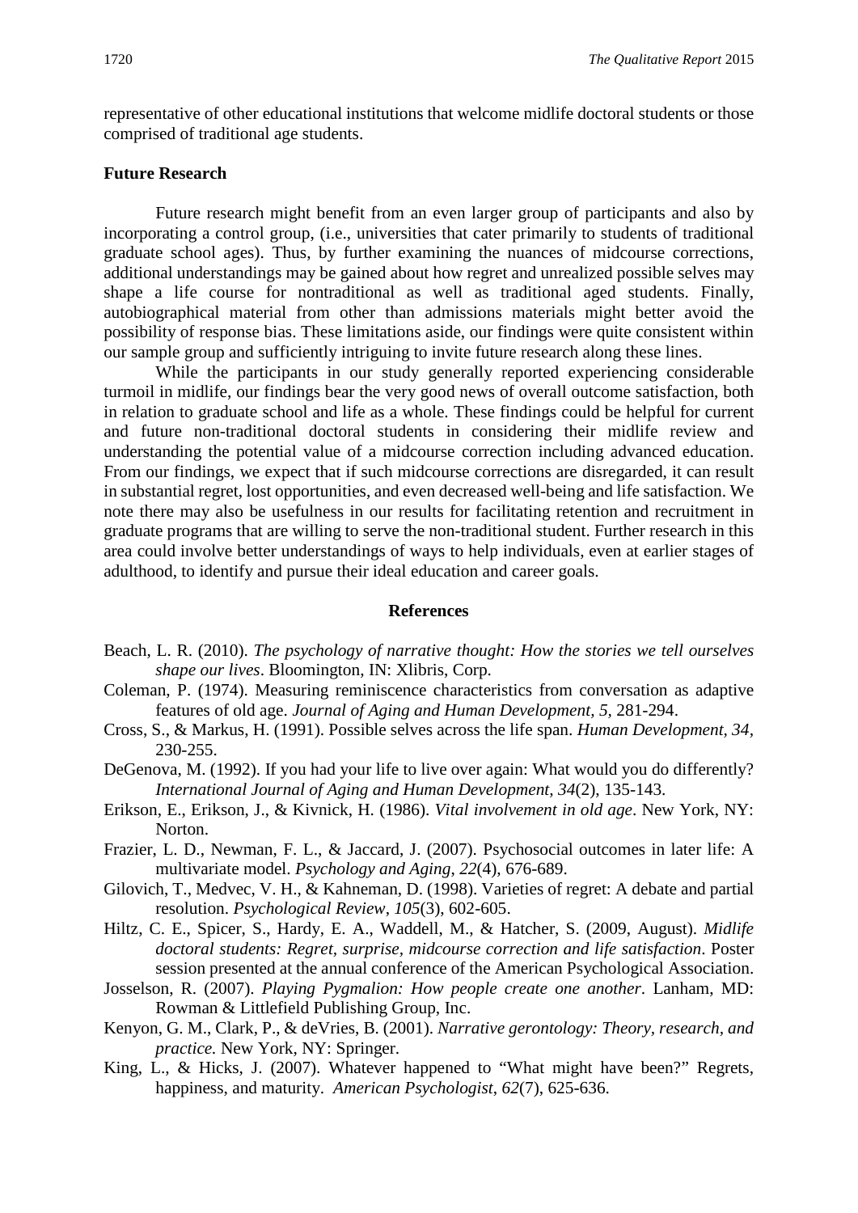representative of other educational institutions that welcome midlife doctoral students or those comprised of traditional age students.

### Future Research

Future research might benefit from an even larger group of participants and also by incorporating a control group, (i.e., universities that cater primarily to students of traditional graduate school ages). Thus, by further examining the nuances of midcourse corrections, additional understandings may be gained about how regret and unrealized possible selves may shape a life course for nontraditional as well as traditional aged students. Finally, autobiographical material from other than admissions materials might better avoid the possibility of response bias. These limitations aside, our findings were quite consistent within our sample group and sufficiently intriguing to invite future research along these lines.

While the participants in our study generally reported experiencing considerable turmoil in midlife, our findings bear the very good news of overall outcome satisfaction, both in relation to graduate school and life as a whole. These findings could be helpful for current and future non-traditional doctoral students in considering their midlife review and understanding the potential value of a midcourse correction including advanced education. From our findings, we expect that if such midcourse corrections are disregarded, it can result in substantial regret, lost opportunities, and even decreased well-being and life satisfaction. We note there may also be usefulness in our results for facilitating retention and recruitment in graduate programs that are willing to serve the non-traditional student. Further research in this area could involve better understandings of ways to help individuals, even at earlier stages of adulthood, to identify and pursue their ideal education and career goals.

## References

Beach, L. R. (2010). *The psychology of narrative thought: How the stories we tell ourselves shape our lives*. Bloomington, IN: Xlibris, Corp.

Coleman, P. (1974). Measuring reminiscence characteristics from conversation as adaptive features of old age. *Journal of Aging and Human Development, 5,* 281-294.

Cross, S., & Markus, H. (1991). Possible selves across the life span. *Human Development, 34*, 230-255.

DeGenova, M. (1992). If you had your life to live over again: What would you do differently? *International Journal of Aging and Human Development, 34*(2), 135-143.

Erikson, E., Erikson, J., & Kivnick, H. (1986). *Vital involvement in old age*. New York, NY: Norton.

Frazier, L. D., Newman, F. L., & Jaccard, J. (2007). Psychosocial outcomes in later life: A multivariate model. *Psychology and Aging*, *22*(4), 676-689.

Gilovich, T., Medvec, V. H., & Kahneman, D. (1998). Varieties of regret: A debate and partial resolution. *Psychological Review*, *105*(3), 602-605.

Hiltz, C. E., Spicer, S., Hardy, E. A., Waddell, M., & Hatcher, S. (2009, August). *Midlife doctoral students: Regret, surprise, midcourse correction and life satisfaction*. Poster session presented at the annual conference of the American Psychological Association.

Josselson, R. (2007). *Playing Pygmalion: How people create one another*. Lanham, MD: Rowman & Littlefield Publishing Group, Inc.

Kenyon, G. M., Clark, P., & deVries, B. (2001). *Narrative gerontology: Theory, research, and practice.* New York, NY: Springer.

King, L., & Hicks, J. (2007). Whatever happened to "What might have been?" Regrets, happiness, and maturity. *American Psychologist*, *62*(7), 625-636.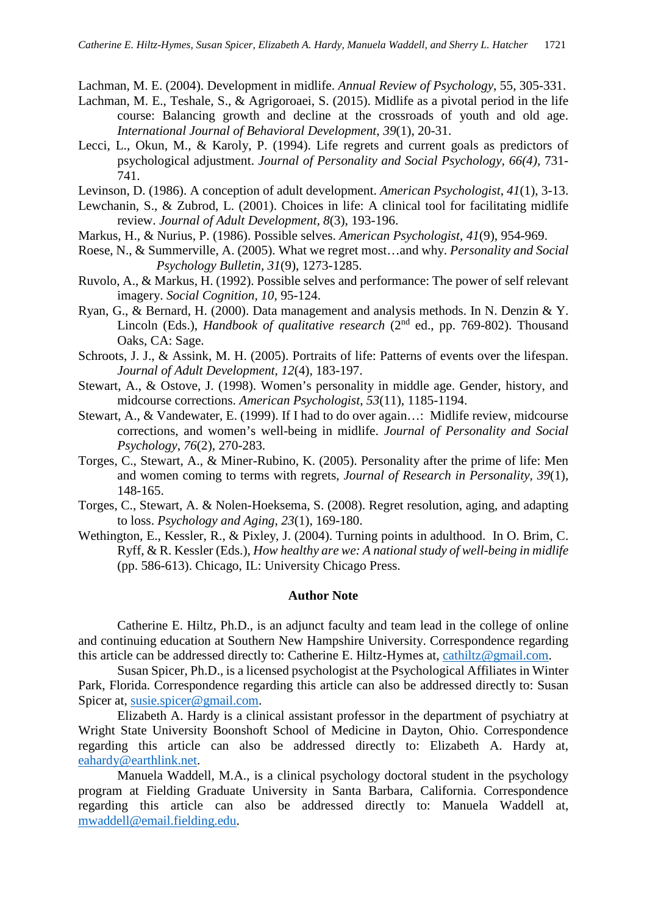Lachman, M. E. (2004). Development in midlife. *Annual Review of Psychology*, 55, 305-331.

Lachman, M. E., Teshale, S., & Agrigoroaei, S. (2015). Midlife as a pivotal period in the life course: Balancing growth and decline at the crossroads of youth and old age. *International Journal of Behavioral Development*, *39*(1), 20-31.

Lecci, L., Okun, M., & Karoly, P. (1994). Life regrets and current goals as predictors of psychological adjustment. *Journal of Personality and Social Psychology, 66(4)*, 731-741.

Levinson, D. (1986). A conception of adult development. *American Psychologist*, *41*(1), 3-13.

Lewchanin, S., & Zubrod, L. (2001). Choices in life: A clinical tool for facilitating midlife review. *Journal of Adult Development*, *8*(3), 193-196.

Markus, H., & Nurius, P. (1986). Possible selves. *American Psychologist*, *41*(9), 954-969.

Roese, N., & Summerville, A. (2005). What we regret most…and why. *Personality and Social Psychology Bulletin*, *31*(9), 1273-1285.

Ruvolo, A., & Markus, H. (1992). Possible selves and performance: The power of self relevant imagery. *Social Cognition, 10*, 95-124.

Ryan, G., & Bernard, H. (2000). Data management and analysis methods. In N. Denzin & Y. Lincoln (Eds.), *Handbook of qualitative research* (2nd ed., pp. 769-802). Thousand Oaks, CA: Sage.

Schroots, J. J., & Assink, M. H. (2005). Portraits of life: Patterns of events over the lifespan. *Journal of Adult Development*, *12*(4), 183-197.

Stewart, A., & Ostove, J. (1998). Women's personality in middle age. Gender, history, and midcourse corrections. *American Psychologist*, *53*(11), 1185-1194.

Stewart, A., & Vandewater, E. (1999). If I had to do over again…: Midlife review, midcourse corrections, and women's well-being in midlife. *Journal of Personality and Social Psychology*, *76*(2), 270-283.

Torges, C., Stewart, A., & Miner-Rubino, K. (2005). Personality after the prime of life: Men and women coming to terms with regrets, *Journal of Research in Personality*, *39*(1), 148-165.

Torges, C., Stewart, A. & Nolen-Hoeksema, S. (2008). Regret resolution, aging, and adapting to loss. *Psychology and Aging*, *23*(1), 169-180.

Wethington, E., Kessler, R., & Pixley, J. (2004). Turning points in adulthood. In O. Brim, C. Ryff, & R. Kessler (Eds.), *How healthy are we: A national study of well-being in midlife* (pp. 586-613). Chicago, IL: University Chicago Press.

## Author Note

Catherine E. Hiltz, Ph.D., is an adjunct faculty and team lead in the college of online and continuing education at Southern New Hampshire University. Correspondence regarding this article can be addressed directly to: Catherine E. Hiltz-Hymes at, cathiltz@gmail.com.

Susan Spicer, Ph.D., is a licensed psychologist at the Psychological Affiliates in Winter Park, Florida. Correspondence regarding this article can also be addressed directly to: Susan Spicer at, susie.spicer@gmail.com.

Elizabeth A. Hardy is a clinical assistant professor in the department of psychiatry at Wright State University Boonshoft School of Medicine in Dayton, Ohio. Correspondence regarding this article can also be addressed directly to: Elizabeth A. Hardy at, eahardy@earthlink.net.

Manuela Waddell, M.A., is a clinical psychology doctoral student in the psychology program at Fielding Graduate University in Santa Barbara, California. Correspondence regarding this article can also be addressed directly to: Manuela Waddell at, mwaddell@email.fielding.edu.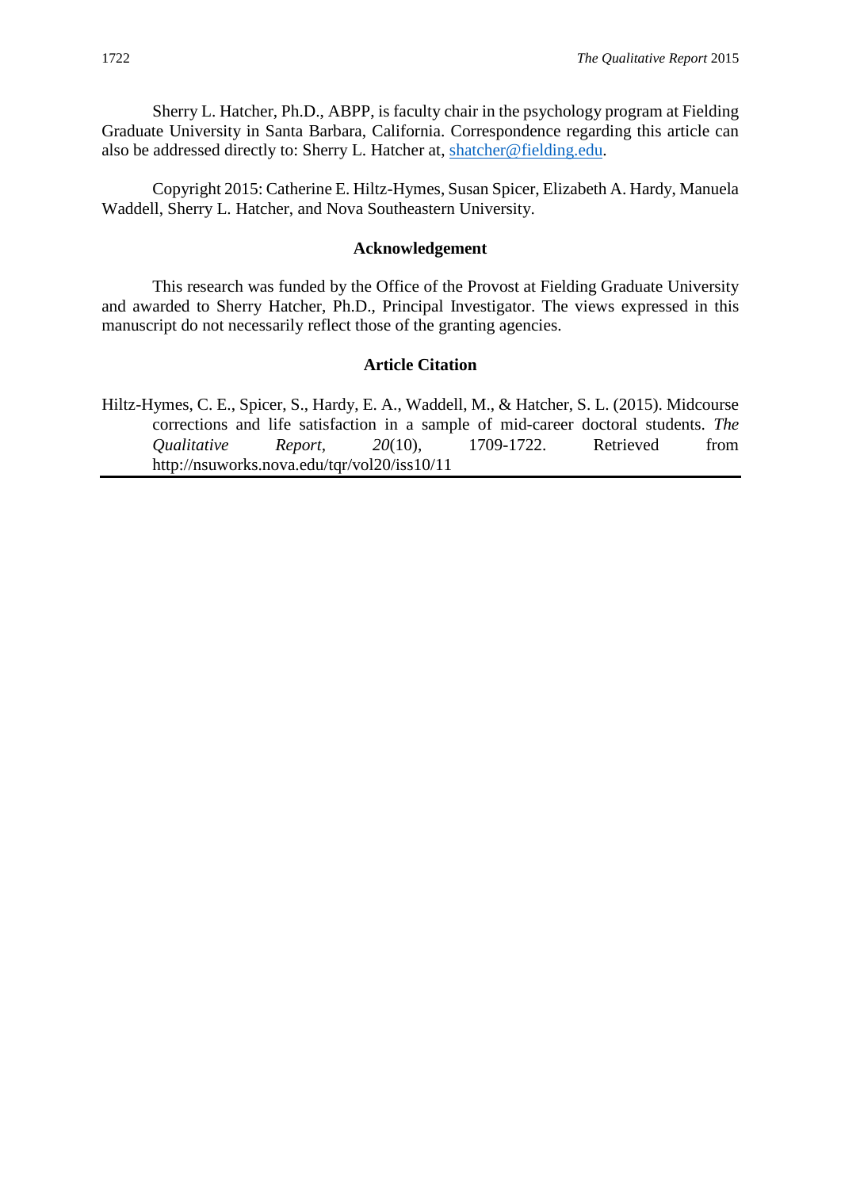Sherry L. Hatcher, Ph.D., ABPP, is faculty chair in the psychology program at Fielding Graduate University in Santa Barbara, California. Correspondence regarding this article can also be addressed directly to: Sherry L. Hatcher at, shatcher@fielding.edu.

Copyright 2015: Catherine E. Hiltz-Hymes, Susan Spicer, Elizabeth A. Hardy, Manuela Waddell, Sherry L. Hatcher, and Nova Southeastern University.

## Acknowledgement

This research was funded by the Office of the Provost at Fielding Graduate University and awarded to Sherry Hatcher, Ph.D., Principal Investigator. The views expressed in this manuscript do not necessarily reflect those of the granting agencies.

## Article Citation

Hiltz-Hymes, C. E., Spicer, S., Hardy, E. A., Waddell, M., & Hatcher, S. L. (2015). Midcourse corrections and life satisfaction in a sample of mid-career doctoral students. *The Qualitative Report, 20*(10), 1709-1722. Retrieved from http://nsuworks.nova.edu/tqr/vol20/iss10/11